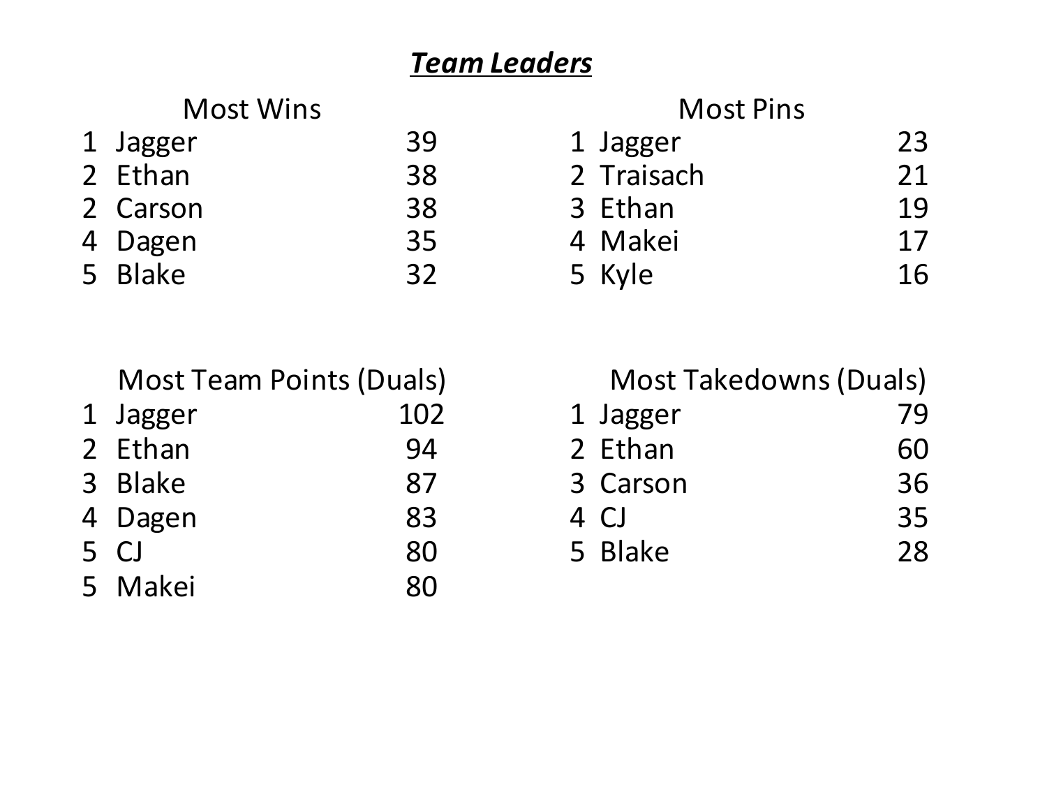# ***Team Leaders***

## Most Wins

| Rank | Name | Wins |
|---|---|---|
| 1 | Jagger | 39 |
| 2 | Ethan | 38 |
| 2 | Carson | 38 |
| 4 | Dagen | 35 |
| 5 | Blake | 32 |

## Most Pins

| Rank | Name | Pins |
|---|---|---|
| 1 | Jagger | 23 |
| 2 | Traisach | 21 |
| 3 | Ethan | 19 |
| 4 | Makei | 17 |
| 5 | Kyle | 16 |

## Most Team Points (Duals)

| Rank | Name | Team Points |
|---|---|---|
| 1 | Jagger | 102 |
| 2 | Ethan | 94 |
| 3 | Blake | 87 |
| 4 | Dagen | 83 |
| 5 | CJ | 80 |
| 5 | Makei | 80 |

## Most Takedowns (Duals)

| Rank | Name | Takedowns |
|---|---|---|
| 1 | Jagger | 79 |
| 2 | Ethan | 60 |
| 3 | Carson | 36 |
| 4 | CJ | 35 |
| 5 | Blake | 28 |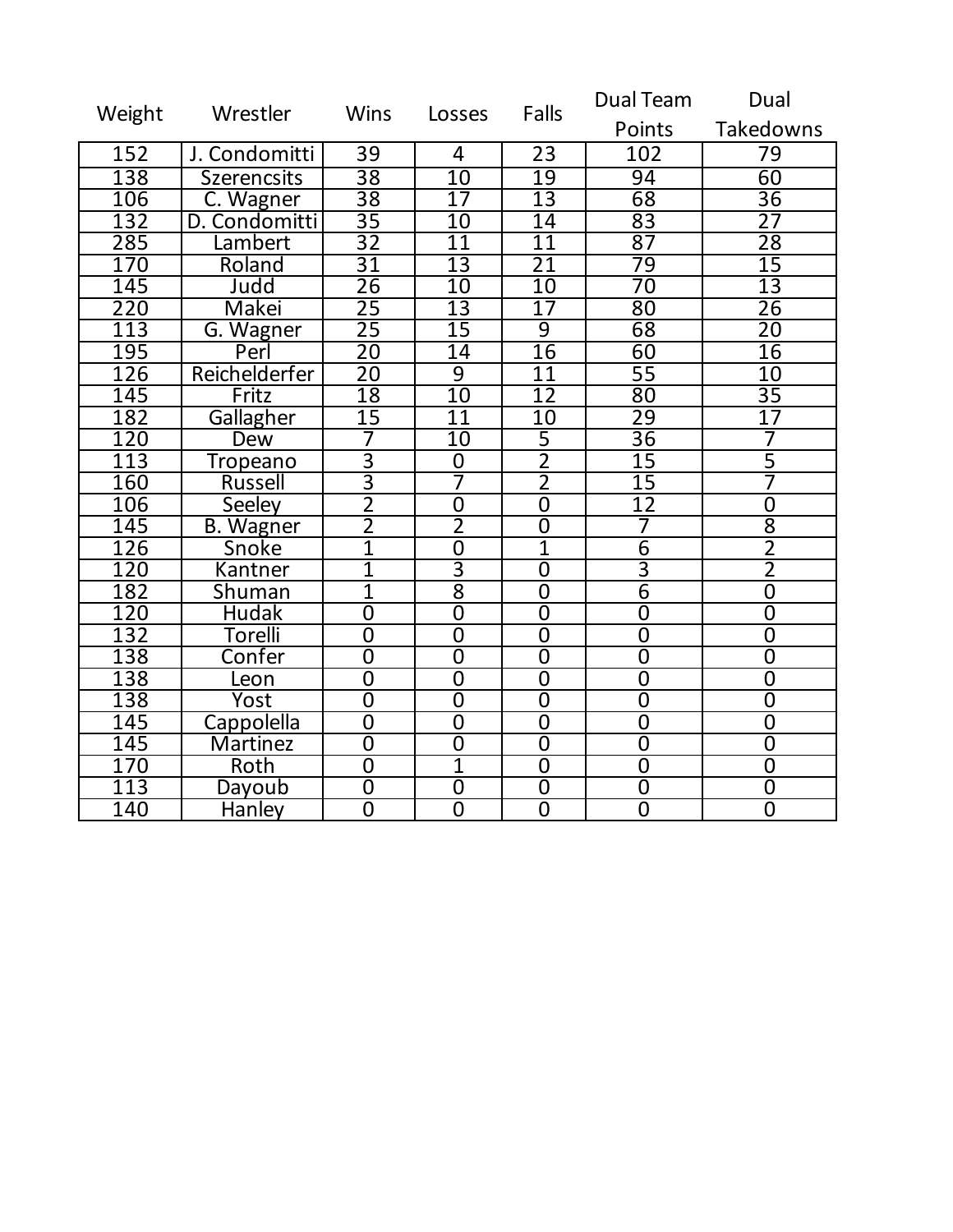| Weight | Wrestler | Wins | Losses | Falls | Dual Team Points | Dual Takedowns |
|---|---|---|---|---|---|---|
| 152 | J. Condomitti | 39 | 4 | 23 | 102 | 79 |
| 138 | Szerencsits | 38 | 10 | 19 | 94 | 60 |
| 106 | C. Wagner | 38 | 17 | 13 | 68 | 36 |
| 132 | D. Condomitti | 35 | 10 | 14 | 83 | 27 |
| 285 | Lambert | 32 | 11 | 11 | 87 | 28 |
| 170 | Roland | 31 | 13 | 21 | 79 | 15 |
| 145 | Judd | 26 | 10 | 10 | 70 | 13 |
| 220 | Makei | 25 | 13 | 17 | 80 | 26 |
| 113 | G. Wagner | 25 | 15 | 9 | 68 | 20 |
| 195 | Perl | 20 | 14 | 16 | 60 | 16 |
| 126 | Reichelderfer | 20 | 9 | 11 | 55 | 10 |
| 145 | Fritz | 18 | 10 | 12 | 80 | 35 |
| 182 | Gallagher | 15 | 11 | 10 | 29 | 17 |
| 120 | Dew | 7 | 10 | 5 | 36 | 7 |
| 113 | Tropeano | 3 | 0 | 2 | 15 | 5 |
| 160 | Russell | 3 | 7 | 2 | 15 | 7 |
| 106 | Seeley | 2 | 0 | 0 | 12 | 0 |
| 145 | B. Wagner | 2 | 2 | 0 | 7 | 8 |
| 126 | Snoke | 1 | 0 | 1 | 6 | 2 |
| 120 | Kantner | 1 | 3 | 0 | 3 | 2 |
| 182 | Shuman | 1 | 8 | 0 | 6 | 0 |
| 120 | Hudak | 0 | 0 | 0 | 0 | 0 |
| 132 | Torelli | 0 | 0 | 0 | 0 | 0 |
| 138 | Confer | 0 | 0 | 0 | 0 | 0 |
| 138 | Leon | 0 | 0 | 0 | 0 | 0 |
| 138 | Yost | 0 | 0 | 0 | 0 | 0 |
| 145 | Cappolella | 0 | 0 | 0 | 0 | 0 |
| 145 | Martinez | 0 | 0 | 0 | 0 | 0 |
| 170 | Roth | 0 | 1 | 0 | 0 | 0 |
| 113 | Dayoub | 0 | 0 | 0 | 0 | 0 |
| 140 | Hanley | 0 | 0 | 0 | 0 | 0 |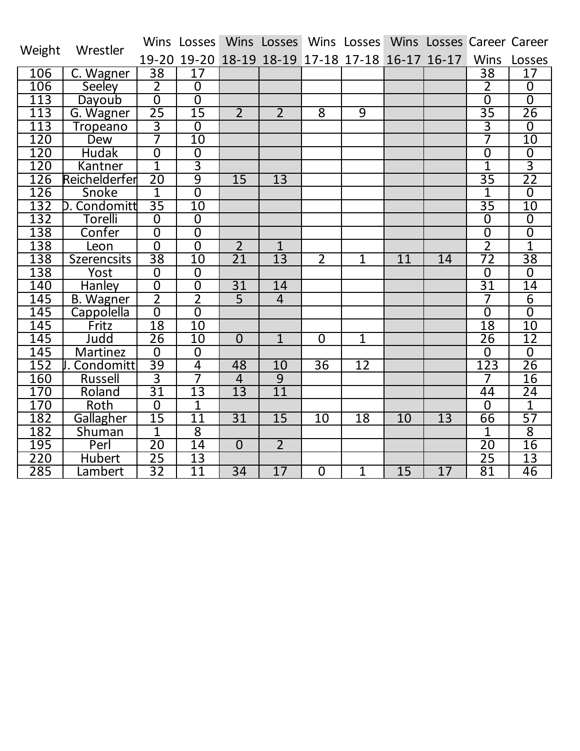| Weight | Wrestler | Wins 19-20 | Losses 19-20 | Wins 18-19 | Losses 18-19 | Wins 17-18 | Losses 17-18 | Wins 16-17 | Losses 16-17 | Career Wins | Career Losses |
|---|---|---|---|---|---|---|---|---|---|---|---|
| 106 | C. Wagner | 38 | 17 | | | | | | | 38 | 17 |
| 106 | Seeley | 2 | 0 | | | | | | | 2 | 0 |
| 113 | Dayoub | 0 | 0 | | | | | | | 0 | 0 |
| 113 | G. Wagner | 25 | 15 | 2 | 2 | 8 | 9 | | | 35 | 26 |
| 113 | Tropeano | 3 | 0 | | | | | | | 3 | 0 |
| 120 | Dew | 7 | 10 | | | | | | | 7 | 10 |
| 120 | Hudak | 0 | 0 | | | | | | | 0 | 0 |
| 120 | Kantner | 1 | 3 | | | | | | | 1 | 3 |
| 126 | Reichelderfer | 20 | 9 | 15 | 13 | | | | | 35 | 22 |
| 126 | Snoke | 1 | 0 | | | | | | | 1 | 0 |
| 132 | D. Condomitt | 35 | 10 | | | | | | | 35 | 10 |
| 132 | Torelli | 0 | 0 | | | | | | | 0 | 0 |
| 138 | Confer | 0 | 0 | | | | | | | 0 | 0 |
| 138 | Leon | 0 | 0 | 2 | 1 | | | | | 2 | 1 |
| 138 | Szerencsits | 38 | 10 | 21 | 13 | 2 | 1 | 11 | 14 | 72 | 38 |
| 138 | Yost | 0 | 0 | | | | | | | 0 | 0 |
| 140 | Hanley | 0 | 0 | 31 | 14 | | | | | 31 | 14 |
| 145 | B. Wagner | 2 | 2 | 5 | 4 | | | | | 7 | 6 |
| 145 | Cappolella | 0 | 0 | | | | | | | 0 | 0 |
| 145 | Fritz | 18 | 10 | | | | | | | 18 | 10 |
| 145 | Judd | 26 | 10 | 0 | 1 | 0 | 1 | | | 26 | 12 |
| 145 | Martinez | 0 | 0 | | | | | | | 0 | 0 |
| 152 | J. Condomitt | 39 | 4 | 48 | 10 | 36 | 12 | | | 123 | 26 |
| 160 | Russell | 3 | 7 | 4 | 9 | | | | | 7 | 16 |
| 170 | Roland | 31 | 13 | 13 | 11 | | | | | 44 | 24 |
| 170 | Roth | 0 | 1 | | | | | | | 0 | 1 |
| 182 | Gallagher | 15 | 11 | 31 | 15 | 10 | 18 | 10 | 13 | 66 | 57 |
| 182 | Shuman | 1 | 8 | | | | | | | 1 | 8 |
| 195 | Perl | 20 | 14 | 0 | 2 | | | | | 20 | 16 |
| 220 | Hubert | 25 | 13 | | | | | | | 25 | 13 |
| 285 | Lambert | 32 | 11 | 34 | 17 | 0 | 1 | 15 | 17 | 81 | 46 |